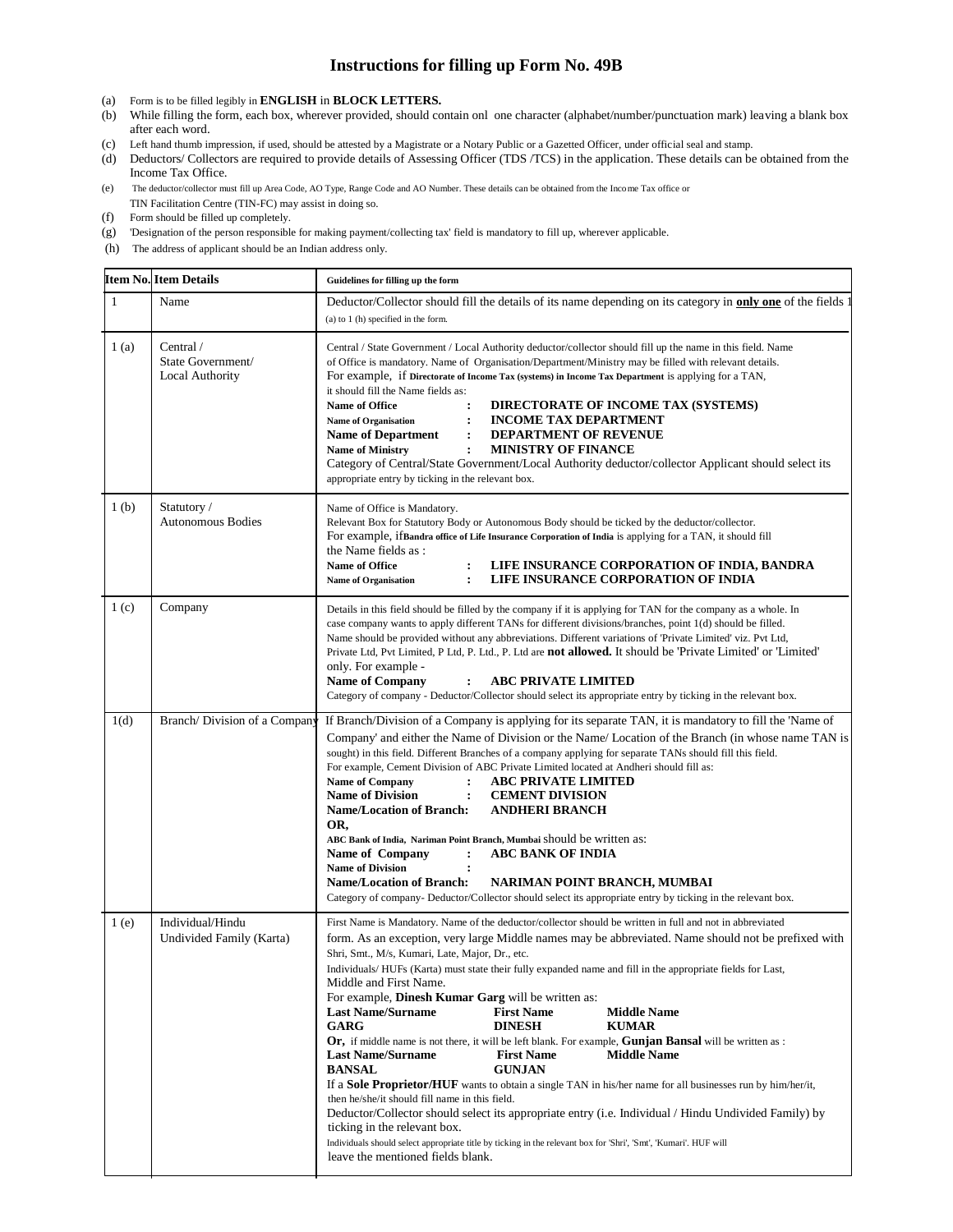# Instructions for filling up Form No. 49B

(a) Form is to be filled legibly in **ENGLISH** in **BLOCK LETTERS.**

(b) While filling the form, each box, wherever provided, should contain onl one character (alphabet/number/punctuation mark) leaving a blank box after each word.

(c) Left hand thumb impression, if used, should be attested by a Magistrate or a Notary Public or a Gazetted Officer, under official seal and stamp.

(d) Deductors/ Collectors are required to provide details of Assessing Officer (TDS /TCS) in the application. These details can be obtained from the Income Tax Office.

(e) The deductor/collector must fill up Area Code, AO Type, Range Code and AO Number. These details can be obtained from the Income Tax office or TIN Facilitation Centre (TIN-FC) may assist in doing so.

(f) Form should be filled up completely.

(g) 'Designation of the person responsible for making payment/collecting tax' field is mandatory to fill up, wherever applicable.

(h) The address of applicant should be an Indian address only.

| Item No. | Item Details | Guidelines for filling up the form |
|---|---|---|
| 1 | Name | Deductor/Collector should fill the details of its name depending on its category in **only one** of the fields 1 (a) to 1 (h) specified in the form. |
| 1 (a) | Central / State Government/ Local Authority | Central / State Government / Local Authority deductor/collector should fill up the name in this field. Name of Office is mandatory. Name of Organisation/Department/Ministry may be filled with relevant details.<br>For example, if **Directorate of Income Tax (systems) in Income Tax Department** is applying for a TAN, it should fill the Name fields as:<br>**Name of Office : DIRECTORATE OF INCOME TAX (SYSTEMS)**<br>**Name of Organisation : INCOME TAX DEPARTMENT**<br>**Name of Department : DEPARTMENT OF REVENUE**<br>**Name of Ministry : MINISTRY OF FINANCE**<br>Category of Central/State Government/Local Authority deductor/collector Applicant should select its appropriate entry by ticking in the relevant box. |
| 1 (b) | Statutory / Autonomous Bodies | Name of Office is Mandatory.<br>Relevant Box for Statutory Body or Autonomous Body should be ticked by the deductor/collector.<br>For example, if**Bandra office of Life Insurance Corporation of India** is applying for a TAN, it should fill the Name fields as :<br>**Name of Office : LIFE INSURANCE CORPORATION OF INDIA, BANDRA**<br>**Name of Organisation : LIFE INSURANCE CORPORATION OF INDIA** |
| 1 (c) | Company | Details in this field should be filled by the company if it is applying for TAN for the company as a whole. In case company wants to apply different TANs for different divisions/branches, point 1(d) should be filled. Name should be provided without any abbreviations. Different variations of 'Private Limited' viz. Pvt Ltd, Private Ltd, Pvt Limited, P Ltd, P. Ltd., P. Ltd are **not allowed.** It should be 'Private Limited' or 'Limited' only. For example -<br>**Name of Company : ABC PRIVATE LIMITED**<br>Category of company - Deductor/Collector should select its appropriate entry by ticking in the relevant box. |
| 1(d) | Branch/ Division of a Company | If Branch/Division of a Company is applying for its separate TAN, it is mandatory to fill the 'Name of Company' and either the Name of Division or the Name/ Location of the Branch (in whose name TAN is sought) in this field. Different Branches of a company applying for separate TANs should fill this field.<br>For example, Cement Division of ABC Private Limited located at Andheri should fill as:<br>**Name of Company : ABC PRIVATE LIMITED**<br>**Name of Division : CEMENT DIVISION**<br>**Name/Location of Branch: ANDHERI BRANCH**<br>**OR,**<br>**ABC Bank of India, Nariman Point Branch, Mumbai** should be written as:<br>**Name of Company : ABC BANK OF INDIA**<br>**Name of Division :**<br>**Name/Location of Branch: NARIMAN POINT BRANCH, MUMBAI**<br>Category of company- Deductor/Collector should select its appropriate entry by ticking in the relevant box. |
| 1 (e) | Individual/Hindu Undivided Family (Karta) | First Name is Mandatory. Name of the deductor/collector should be written in full and not in abbreviated form. As an exception, very large Middle names may be abbreviated. Name should not be prefixed with Shri, Smt., M/s, Kumari, Late, Major, Dr., etc.<br>Individuals/ HUFs (Karta) must state their fully expanded name and fill in the appropriate fields for Last, Middle and First Name.<br>For example, **Dinesh Kumar Garg** will be written as:<br>**Last Name/Surname: GARG; First Name: DINESH; Middle Name: KUMAR**<br>**Or,** if middle name is not there, it will be left blank. For example, **Gunjan Bansal** will be written as :<br>**Last Name/Surname: BANSAL; First Name: GUNJAN; Middle Name:**<br>If a **Sole Proprietor/HUF** wants to obtain a single TAN in his/her name for all businesses run by him/her/it, then he/she/it should fill name in this field.<br>Deductor/Collector should select its appropriate entry (i.e. Individual / Hindu Undivided Family) by ticking in the relevant box.<br>Individuals should select appropriate title by ticking in the relevant box for 'Shri', 'Smt', 'Kumari'. HUF will leave the mentioned fields blank. |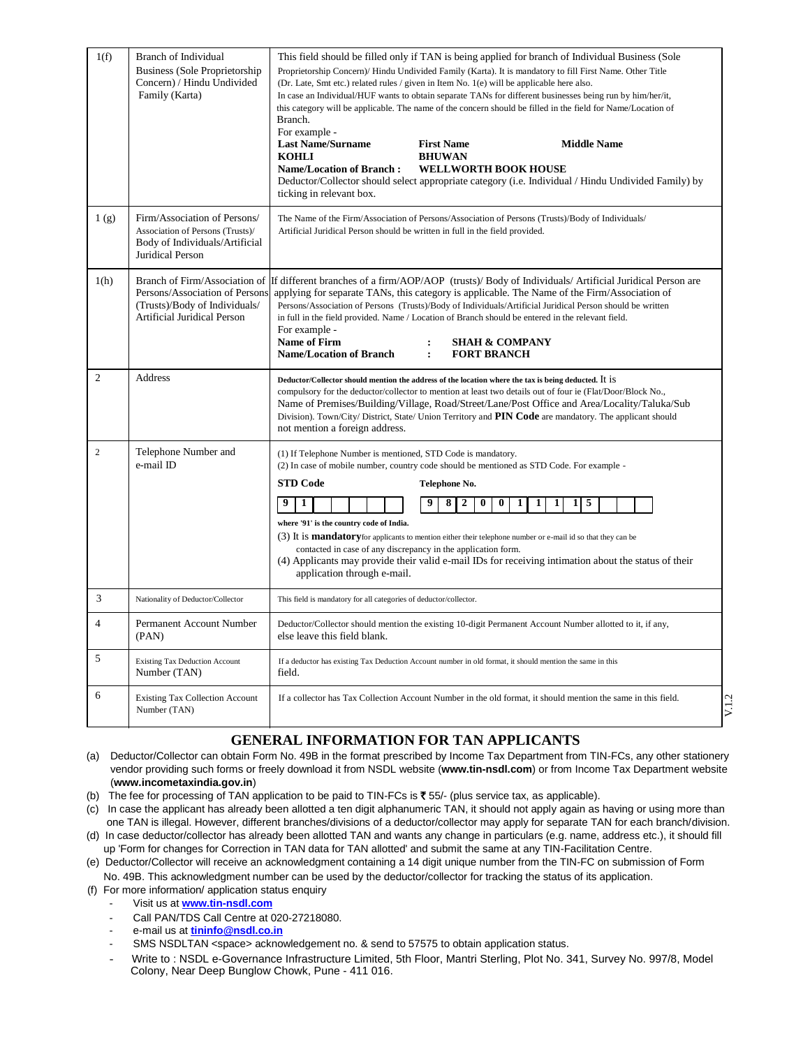| | | |
|---|---|---|
| 1(f) | Branch of Individual Business (Sole Proprietorship Concern) / Hindu Undivided Family (Karta) | This field should be filled only if TAN is being applied for branch of Individual Business (Sole Proprietorship Concern)/ Hindu Undivided Family (Karta). It is mandatory to fill First Name. Other Title (Dr. Late, Smt etc.) related rules / given in Item No. 1(e) will be applicable here also. In case an Individual/HUF wants to obtain separate TANs for different businesses being run by him/her/it, this category will be applicable. The name of the concern should be filled in the field for Name/Location of Branch. For example - **Last Name/Surname** **KOHLI** **First Name** **BHUWAN** **Middle Name** **Name/Location of Branch : WELLWORTH BOOK HOUSE** Deductor/Collector should select appropriate category (i.e. Individual / Hindu Undivided Family) by ticking in relevant box. |
| 1 (g) | Firm/Association of Persons/ Association of Persons (Trusts)/ Body of Individuals/Artificial Juridical Person | The Name of the Firm/Association of Persons/Association of Persons (Trusts)/Body of Individuals/ Artificial Juridical Person should be written in full in the field provided. |
| 1(h) | Branch of Firm/Association of Persons/Association of Persons (Trusts)/Body of Individuals/ Artificial Juridical Person | If different branches of a firm/AOP/AOP (trusts)/ Body of Individuals/ Artificial Juridical Person are applying for separate TANs, this category is applicable. The Name of the Firm/Association of Persons/Association of Persons (Trusts)/Body of Individuals/Artificial Juridical Person should be written in full in the field provided. Name / Location of Branch should be entered in the relevant field. For example - **Name of Firm : SHAH & COMPANY** **Name/Location of Branch : FORT BRANCH** |
| 2 | Address | **Deductor/Collector should mention the address of the location where the tax is being deducted.** It is compulsory for the deductor/collector to mention at least two details out of four ie (Flat/Door/Block No., Name of Premises/Building/Village, Road/Street/Lane/Post Office and Area/Locality/Taluka/Sub Division). Town/City/ District, State/ Union Territory and **PIN Code** are mandatory. The applicant should not mention a foreign address. |
| 2 | Telephone Number and e-mail ID | (1) If Telephone Number is mentioned, STD Code is mandatory. (2) In case of mobile number, country code should be mentioned as STD Code. For example - **STD Code** 9 1 **Telephone No.** 9 8 2 0 0 1 1 1 1 5 **where '91' is the country code of India.** (3) It is **mandatory** for applicants to mention either their telephone number or e-mail id so that they can be contacted in case of any discrepancy in the application form. (4) Applicants may provide their valid e-mail IDs for receiving intimation about the status of their application through e-mail. |
| 3 | Nationality of Deductor/Collector | This field is mandatory for all categories of deductor/collector. |
| 4 | Permanent Account Number (PAN) | Deductor/Collector should mention the existing 10-digit Permanent Account Number allotted to it, if any, else leave this field blank. |
| 5 | Existing Tax Deduction Account Number (TAN) | If a deductor has existing Tax Deduction Account number in old format, it should mention the same in this field. |
| 6 | Existing Tax Collection Account Number (TAN) | If a collector has Tax Collection Account Number in the old format, it should mention the same in this field. |

V.1.2

## GENERAL INFORMATION FOR TAN APPLICANTS

(a) Deductor/Collector can obtain Form No. 49B in the format prescribed by Income Tax Department from TIN-FCs, any other stationery vendor providing such forms or freely download it from NSDL website (**www.tin-nsdl.com**) or from Income Tax Department website (**www.incometaxindia.gov.in**)

(b) The fee for processing of TAN application to be paid to TIN-FCs is ₹ 55/- (plus service tax, as applicable).

(c) In case the applicant has already been allotted a ten digit alphanumeric TAN, it should not apply again as having or using more than one TAN is illegal. However, different branches/divisions of a deductor/collector may apply for separate TANs for each branch/division.

(d) In case deductor/collector has already been allotted TAN and wants any change in particulars (e.g. name, address etc.), it should fill up 'Form for changes for Correction in TAN data for TAN allotted' and submit the same at any TIN-Facilitation Centre.

(e) Deductor/Collector will receive an acknowledgment containing a 14 digit unique number from the TIN-FC on submission of Form No. 49B. This acknowledgment number can be used by the deductor/collector for tracking the status of its application.

(f) For more information/ application status enquiry

- Visit us at **www.tin-nsdl.com**
- Call PAN/TDS Call Centre at 020-27218080.
- e-mail us at **tininfo@nsdl.co.in**
- SMS NSDLTAN <space> acknowledgement no. & send to 57575 to obtain application status.
- Write to : NSDL e-Governance Infrastructure Limited, 5th Floor, Mantri Sterling, Plot No. 341, Survey No. 997/8, Model Colony, Near Deep Bunglow Chowk, Pune - 411 016.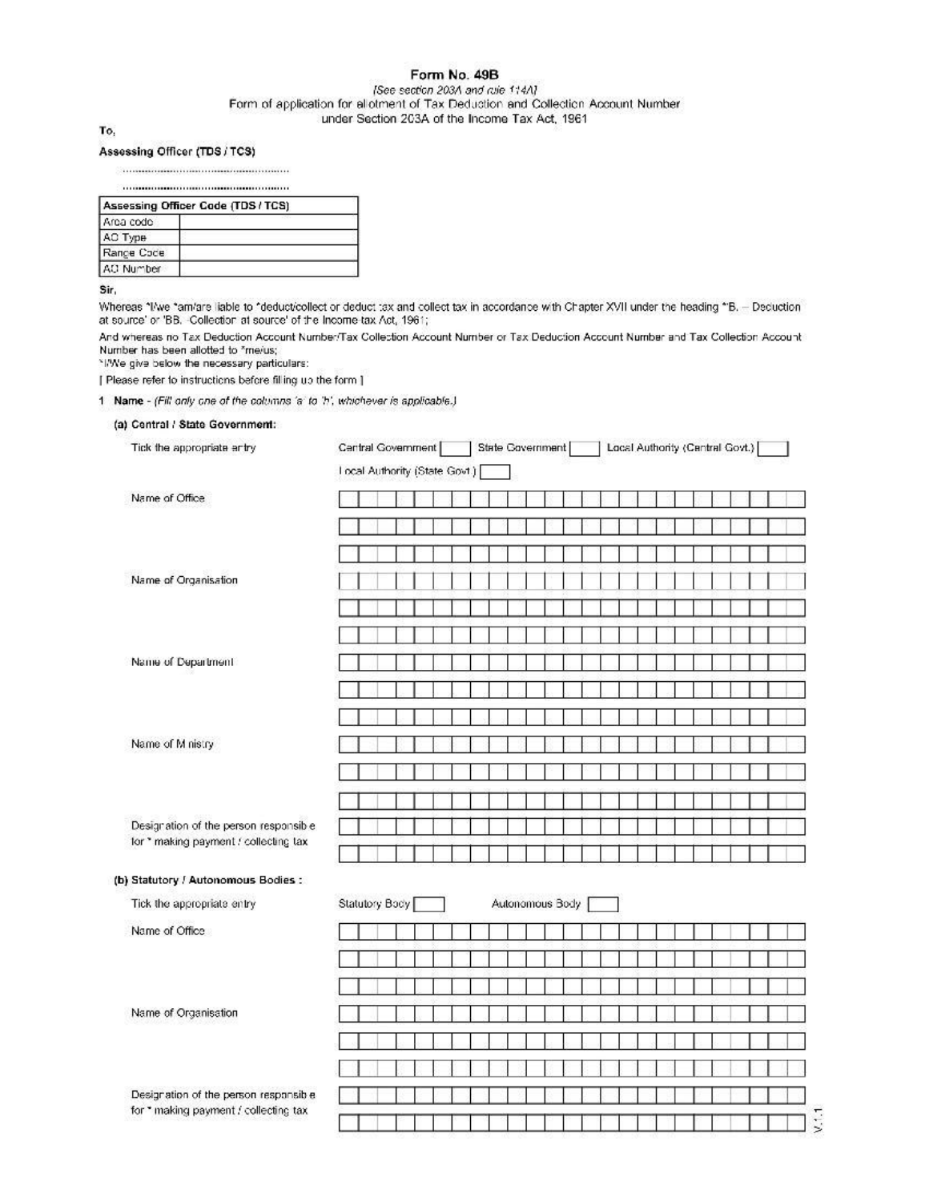# Form No. 49B

*[See section 203A and rule 114A]*

Form of application for allotment of Tax Deduction and Collection Account Number under Section 203A of the Income Tax Act, 1961

To,

**Assessing Officer (TDS / TCS)**

..................................................

..................................................

| Assessing Officer Code (TDS / TCS) | |
|---|---|
| Area code | |
| AO Type | |
| Range Code | |
| AO Number | |

**Sir,**

Whereas *I/we *am/are liable to *deduct/collect or deduct tax and collect tax in accordance with Chapter XVII under the heading *'B. – Deduction at source' or 'BB. -Collection at source' of the Income tax Act, 1961;

And whereas no Tax Deduction Account Number/Tax Collection Account Number or Tax Deduction Account Number and Tax Collection Account Number has been allotted to *me/us;

*I/We give below the necessary particulars:

[ Please refer to instructions before filling up the form ]

1 **Name** - *(Fill only one of the columns 'a' to 'h', whichever is applicable.)*

**(a) Central / State Government:**

Tick the appropriate entry: Central Government [ ] State Government [ ] Local Authority (Central Govt.) [ ] Local Authority (State Govt.) [ ]

Name of Office

Name of Organisation

Name of Department

Name of Ministry

Designation of the person responsible for * making payment / collecting tax

**(b) Statutory / Autonomous Bodies :**

Tick the appropriate entry: Statutory Body [ ] Autonomous Body [ ]

Name of Office

Name of Organisation

Designation of the person responsible for * making payment / collecting tax

V.1.1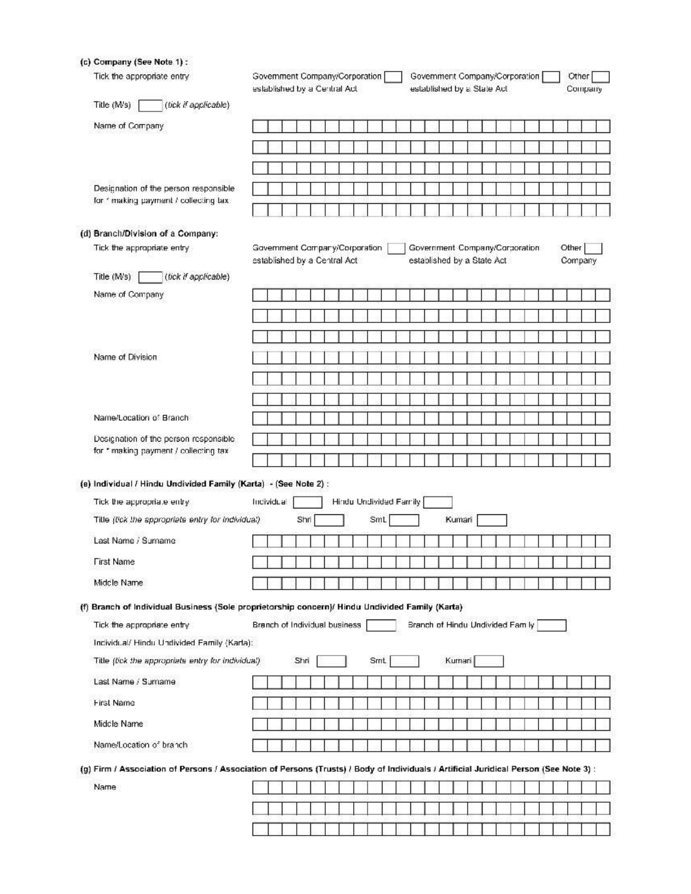**(c) Company (See Note 1) :**

Tick the appropriate entry: Government Company/Corporation established by a Central Act ☐ Government Company/Corporation established by a State Act ☐ Other Company ☐

Title (M/s) ☐ *(tick if applicable)*

Name of Company

Designation of the person responsible for * making payment / collecting tax

**(d) Branch/Division of a Company:**

Tick the appropriate entry: Government Company/Corporation established by a Central Act ☐ Government Company/Corporation established by a State Act ☐ Other Company ☐

Title (M/s) ☐ *(tick if applicable)*

Name of Company

Name of Division

Name/Location of Branch

Designation of the person responsible for * making payment / collecting tax

**(e) Individual / Hindu Undivided Family (Karta) - (See Note 2) :**

Tick the appropriate entry: Individual ☐ Hindu Undivided Family ☐

Title *(tick the appropriate entry for individual)*: Shri ☐ Smt. ☐ Kumari ☐

Last Name / Surname

First Name

Middle Name

**(f) Branch of Individual Business (Sole proprietorship concern)/ Hindu Undivided Family (Karta)**

Tick the appropriate entry: Branch of Individual business ☐ Branch of Hindu Undivided Family ☐

Individual/ Hindu Undivided Family (Karta):

Title *(tick the appropriate entry for individual)*: Shri ☐ Smt. ☐ Kumari ☐

Last Name / Surname

First Name

Middle Name

Name/Location of branch

**(g) Firm / Association of Persons / Association of Persons (Trusts) / Body of Individuals / Artificial Juridical Person (See Note 3) :**

Name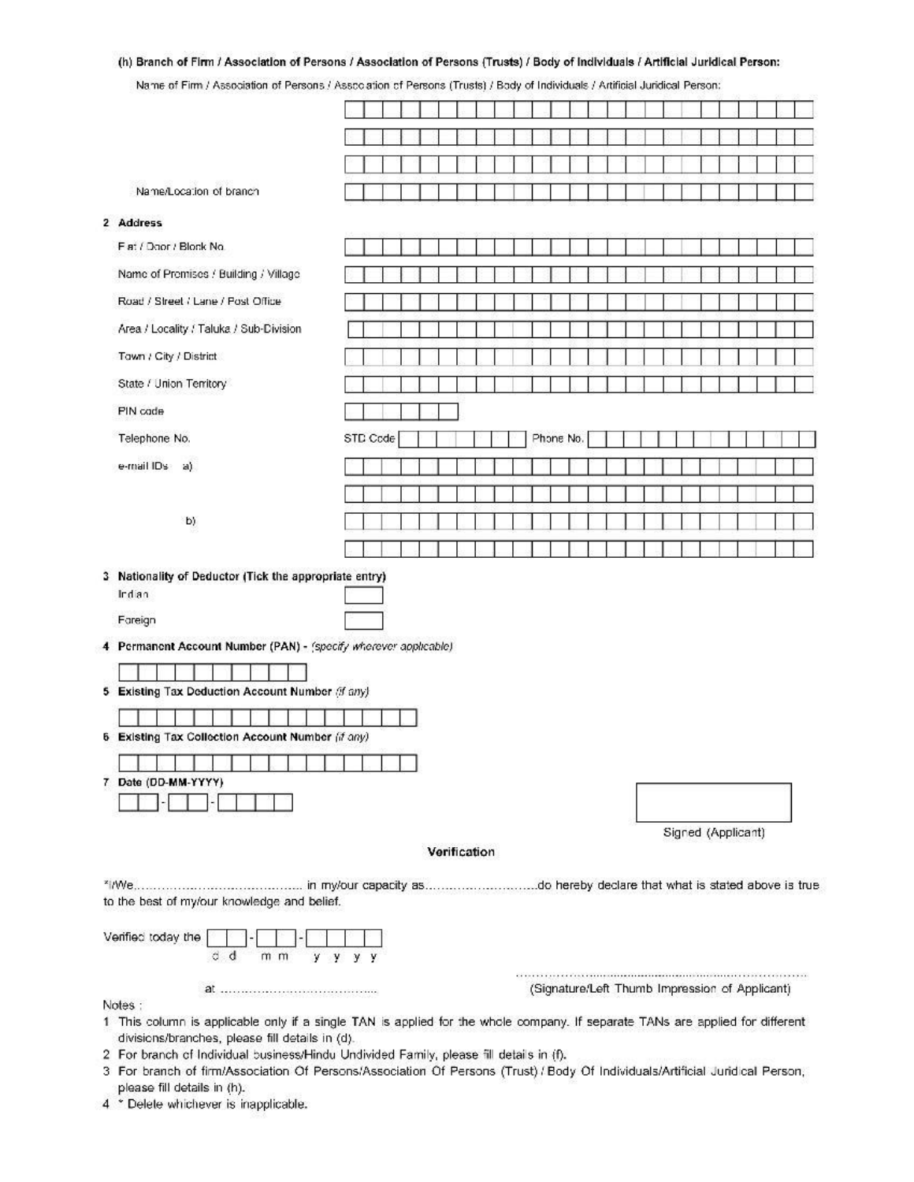**(h) Branch of Firm / Association of Persons / Association of Persons (Trusts) / Body of Individuals / Artificial Juridical Person:**

Name of Firm / Association of Persons / Association of Persons (Trusts) / Body of Individuals / Artificial Juridical Person:

Name/Location of branch

**2 Address**

Flat / Door / Block No.

Name of Premises / Building / Village

Road / Street / Lane / Post Office

Area / Locality / Taluka / Sub-Division

Town / City / District

State / Union Territory

PIN code

Telephone No. STD Code Phone No.

e-mail IDs a)

b)

**3 Nationality of Deductor (Tick the appropriate entry)**

Indian

Foreign

**4 Permanent Account Number (PAN)** - *(specify wherever applicable)*

**5 Existing Tax Deduction Account Number** *(if any)*

**6 Existing Tax Collection Account Number** *(if any)*

**7 Date (DD-MM-YYYY)**

Signed (Applicant)

**Verification**

*I/We…………………………………… in my/our capacity as………………………do hereby declare that what is stated above is true to the best of my/our knowledge and belief.

Verified today the - - (d d m m y y y y)

at ………………………………

………………………………………………………

(Signature/Left Thumb Impression of Applicant)

Notes :

1. This column is applicable only if a single TAN is applied for the whole company. If separate TANs are applied for different divisions/branches, please fill details in (d).
2. For branch of Individual business/Hindu Undivided Family, please fill details in (f).
3. For branch of firm/Association Of Persons/Association Of Persons (Trust) / Body Of Individuals/Artificial Juridical Person, please fill details in (h).
4. * Delete whichever is inapplicable.